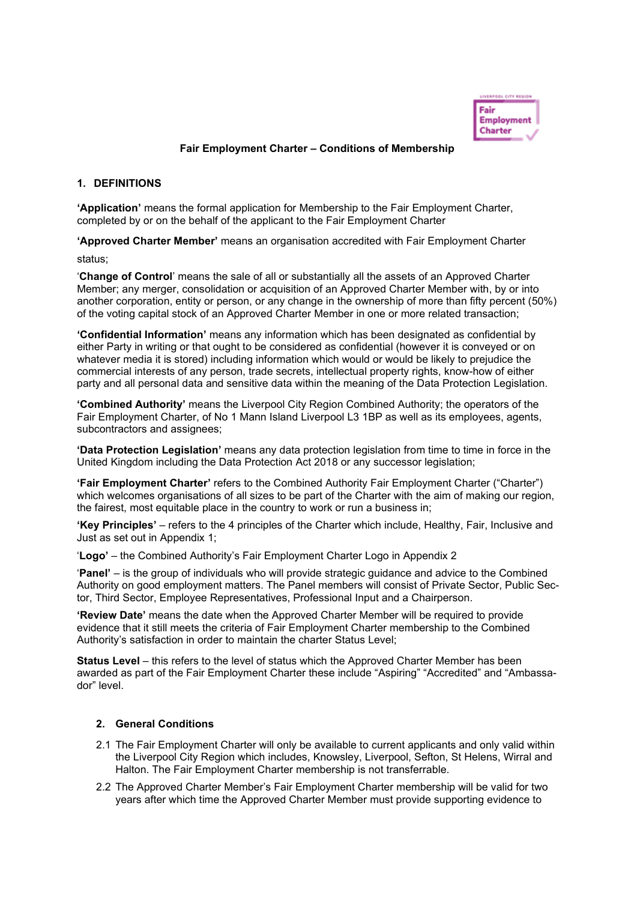# Fair Employment Charter – Conditions of Membership

## 1. DEFINITIONS

**'Application'** means the formal application for Membership to the Fair Employment Charter, completed by or on the behalf of the applicant to the Fair Employment Charter

**'Approved Charter Member'** means an organisation accredited with Fair Employment Charter status;

'**Change of Control**' means the sale of all or substantially all the assets of an Approved Charter Member; any merger, consolidation or acquisition of an Approved Charter Member with, by or into another corporation, entity or person, or any change in the ownership of more than fifty percent (50%) of the voting capital stock of an Approved Charter Member in one or more related transaction;

**'Confidential Information'** means any information which has been designated as confidential by either Party in writing or that ought to be considered as confidential (however it is conveyed or on whatever media it is stored) including information which would or would be likely to prejudice the commercial interests of any person, trade secrets, intellectual property rights, know-how of either party and all personal data and sensitive data within the meaning of the Data Protection Legislation.

**'Combined Authority'** means the Liverpool City Region Combined Authority; the operators of the Fair Employment Charter, of No 1 Mann Island Liverpool L3 1BP as well as its employees, agents, subcontractors and assignees;

**'Data Protection Legislation'** means any data protection legislation from time to time in force in the United Kingdom including the Data Protection Act 2018 or any successor legislation;

**'Fair Employment Charter'** refers to the Combined Authority Fair Employment Charter ("Charter") which welcomes organisations of all sizes to be part of the Charter with the aim of making our region, the fairest, most equitable place in the country to work or run a business in;

**'Key Principles'** – refers to the 4 principles of the Charter which include, Healthy, Fair, Inclusive and Just as set out in Appendix 1;

'**Logo**' – the Combined Authority's Fair Employment Charter Logo in Appendix 2

'**Panel**' – is the group of individuals who will provide strategic guidance and advice to the Combined Authority on good employment matters. The Panel members will consist of Private Sector, Public Sector, Third Sector, Employee Representatives, Professional Input and a Chairperson.

**'Review Date'** means the date when the Approved Charter Member will be required to provide evidence that it still meets the criteria of Fair Employment Charter membership to the Combined Authority's satisfaction in order to maintain the charter Status Level;

**Status Level** – this refers to the level of status which the Approved Charter Member has been awarded as part of the Fair Employment Charter these include "Aspiring" "Accredited" and "Ambassador" level.

## 2. General Conditions

2.1 The Fair Employment Charter will only be available to current applicants and only valid within the Liverpool City Region which includes, Knowsley, Liverpool, Sefton, St Helens, Wirral and Halton. The Fair Employment Charter membership is not transferrable.

2.2 The Approved Charter Member's Fair Employment Charter membership will be valid for two years after which time the Approved Charter Member must provide supporting evidence to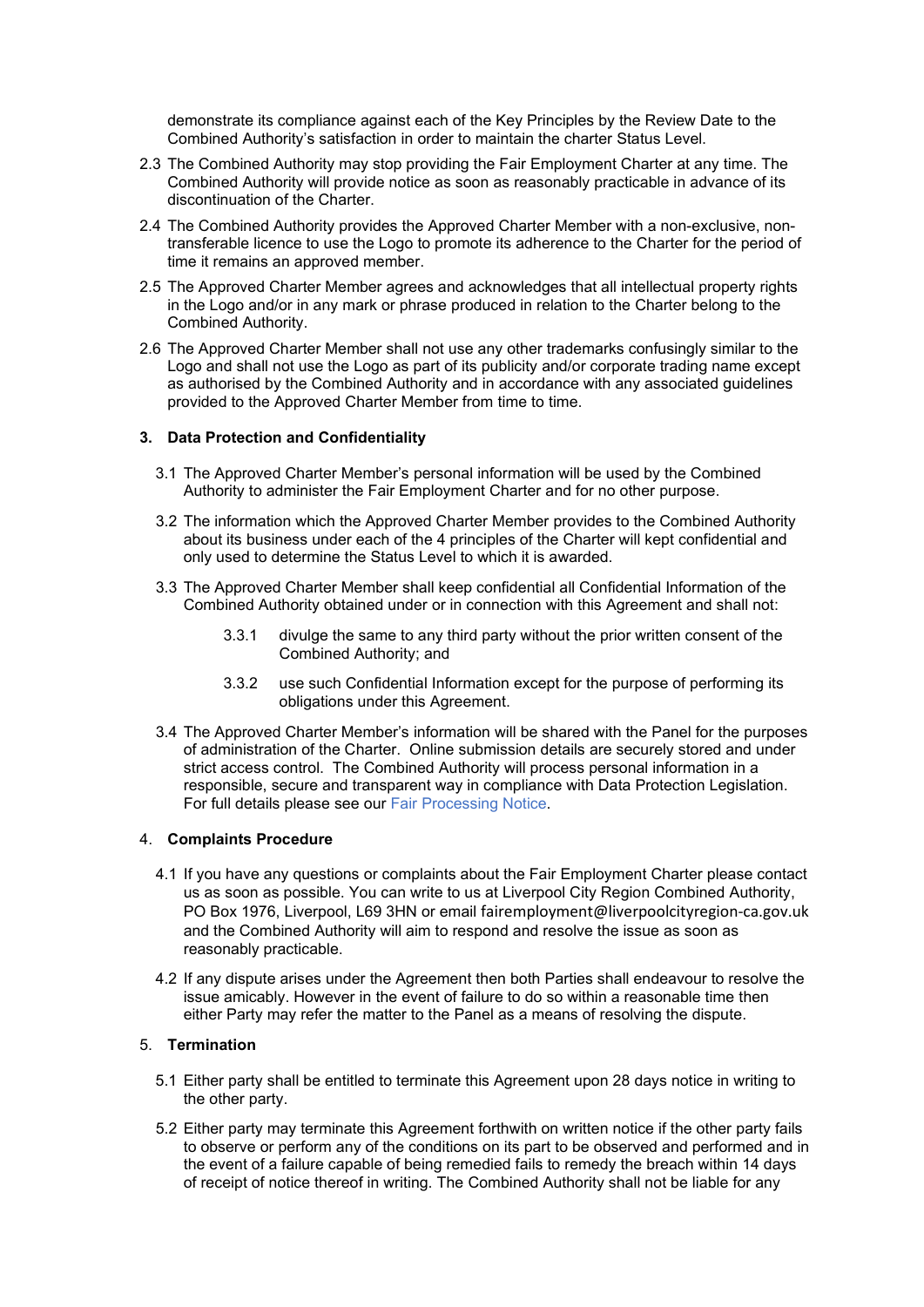demonstrate its compliance against each of the Key Principles by the Review Date to the Combined Authority's satisfaction in order to maintain the charter Status Level.

2.3 The Combined Authority may stop providing the Fair Employment Charter at any time. The Combined Authority will provide notice as soon as reasonably practicable in advance of its discontinuation of the Charter.

2.4 The Combined Authority provides the Approved Charter Member with a non-exclusive, non-transferable licence to use the Logo to promote its adherence to the Charter for the period of time it remains an approved member.

2.5 The Approved Charter Member agrees and acknowledges that all intellectual property rights in the Logo and/or in any mark or phrase produced in relation to the Charter belong to the Combined Authority.

2.6 The Approved Charter Member shall not use any other trademarks confusingly similar to the Logo and shall not use the Logo as part of its publicity and/or corporate trading name except as authorised by the Combined Authority and in accordance with any associated guidelines provided to the Approved Charter Member from time to time.

## 3. Data Protection and Confidentiality

3.1 The Approved Charter Member's personal information will be used by the Combined Authority to administer the Fair Employment Charter and for no other purpose.

3.2 The information which the Approved Charter Member provides to the Combined Authority about its business under each of the 4 principles of the Charter will kept confidential and only used to determine the Status Level to which it is awarded.

3.3 The Approved Charter Member shall keep confidential all Confidential Information of the Combined Authority obtained under or in connection with this Agreement and shall not:

3.3.1 divulge the same to any third party without the prior written consent of the Combined Authority; and

3.3.2 use such Confidential Information except for the purpose of performing its obligations under this Agreement.

3.4 The Approved Charter Member's information will be shared with the Panel for the purposes of administration of the Charter. Online submission details are securely stored and under strict access control. The Combined Authority will process personal information in a responsible, secure and transparent way in compliance with Data Protection Legislation. For full details please see our Fair Processing Notice.

## 4. Complaints Procedure

4.1 If you have any questions or complaints about the Fair Employment Charter please contact us as soon as possible. You can write to us at Liverpool City Region Combined Authority, PO Box 1976, Liverpool, L69 3HN or email fairemployment@liverpoolcityregion-ca.gov.uk and the Combined Authority will aim to respond and resolve the issue as soon as reasonably practicable.

4.2 If any dispute arises under the Agreement then both Parties shall endeavour to resolve the issue amicably. However in the event of failure to do so within a reasonable time then either Party may refer the matter to the Panel as a means of resolving the dispute.

## 5. Termination

5.1 Either party shall be entitled to terminate this Agreement upon 28 days notice in writing to the other party.

5.2 Either party may terminate this Agreement forthwith on written notice if the other party fails to observe or perform any of the conditions on its part to be observed and performed and in the event of a failure capable of being remedied fails to remedy the breach within 14 days of receipt of notice thereof in writing. The Combined Authority shall not be liable for any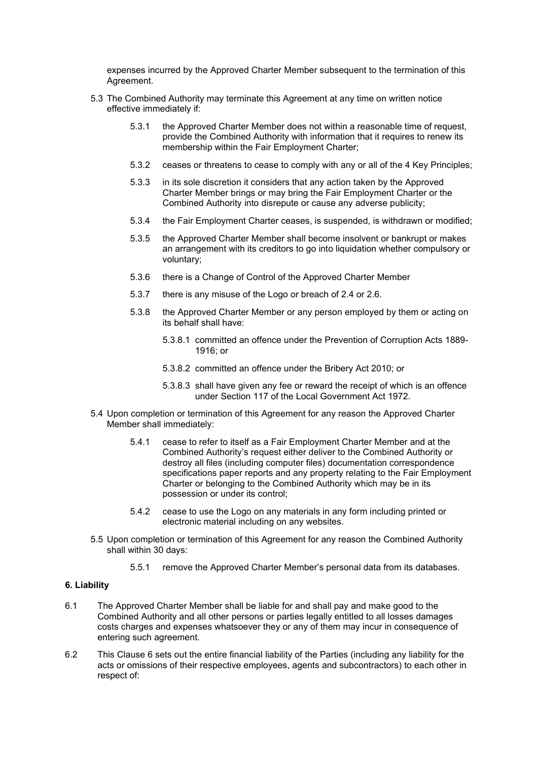expenses incurred by the Approved Charter Member subsequent to the termination of this Agreement.

5.3 The Combined Authority may terminate this Agreement at any time on written notice effective immediately if:

5.3.1 the Approved Charter Member does not within a reasonable time of request, provide the Combined Authority with information that it requires to renew its membership within the Fair Employment Charter;

5.3.2 ceases or threatens to cease to comply with any or all of the 4 Key Principles;

5.3.3 in its sole discretion it considers that any action taken by the Approved Charter Member brings or may bring the Fair Employment Charter or the Combined Authority into disrepute or cause any adverse publicity;

5.3.4 the Fair Employment Charter ceases, is suspended, is withdrawn or modified;

5.3.5 the Approved Charter Member shall become insolvent or bankrupt or makes an arrangement with its creditors to go into liquidation whether compulsory or voluntary;

5.3.6 there is a Change of Control of the Approved Charter Member

5.3.7 there is any misuse of the Logo or breach of 2.4 or 2.6.

5.3.8 the Approved Charter Member or any person employed by them or acting on its behalf shall have:

5.3.8.1 committed an offence under the Prevention of Corruption Acts 1889-1916; or

5.3.8.2 committed an offence under the Bribery Act 2010; or

5.3.8.3 shall have given any fee or reward the receipt of which is an offence under Section 117 of the Local Government Act 1972.

5.4 Upon completion or termination of this Agreement for any reason the Approved Charter Member shall immediately:

5.4.1 cease to refer to itself as a Fair Employment Charter Member and at the Combined Authority's request either deliver to the Combined Authority or destroy all files (including computer files) documentation correspondence specifications paper reports and any property relating to the Fair Employment Charter or belonging to the Combined Authority which may be in its possession or under its control;

5.4.2 cease to use the Logo on any materials in any form including printed or electronic material including on any websites.

5.5 Upon completion or termination of this Agreement for any reason the Combined Authority shall within 30 days:

5.5.1 remove the Approved Charter Member's personal data from its databases.

**6. Liability**

6.1 The Approved Charter Member shall be liable for and shall pay and make good to the Combined Authority and all other persons or parties legally entitled to all losses damages costs charges and expenses whatsoever they or any of them may incur in consequence of entering such agreement.

6.2 This Clause 6 sets out the entire financial liability of the Parties (including any liability for the acts or omissions of their respective employees, agents and subcontractors) to each other in respect of: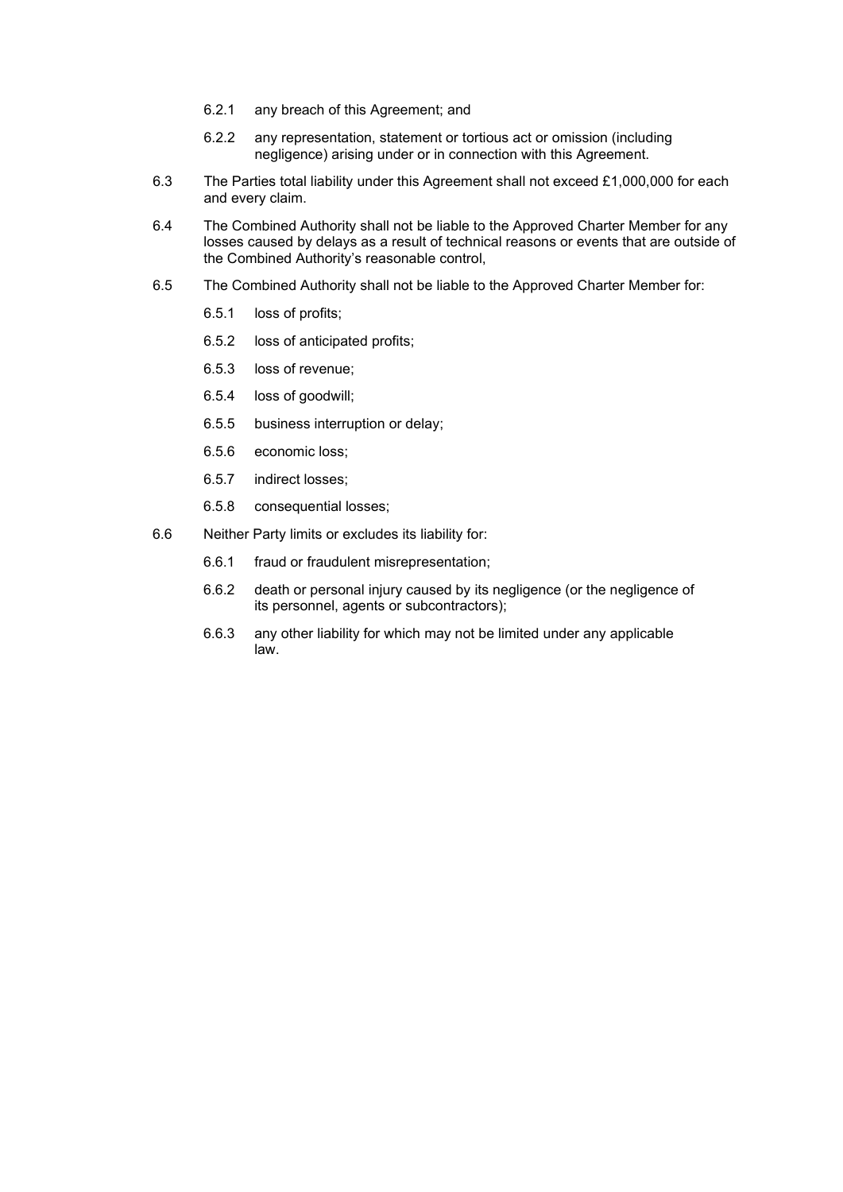6.2.1 any breach of this Agreement; and

6.2.2 any representation, statement or tortious act or omission (including negligence) arising under or in connection with this Agreement.

6.3 The Parties total liability under this Agreement shall not exceed £1,000,000 for each and every claim.

6.4 The Combined Authority shall not be liable to the Approved Charter Member for any losses caused by delays as a result of technical reasons or events that are outside of the Combined Authority's reasonable control,

6.5 The Combined Authority shall not be liable to the Approved Charter Member for:

6.5.1 loss of profits;

6.5.2 loss of anticipated profits;

6.5.3 loss of revenue;

6.5.4 loss of goodwill;

6.5.5 business interruption or delay;

6.5.6 economic loss;

6.5.7 indirect losses;

6.5.8 consequential losses;

6.6 Neither Party limits or excludes its liability for:

6.6.1 fraud or fraudulent misrepresentation;

6.6.2 death or personal injury caused by its negligence (or the negligence of its personnel, agents or subcontractors);

6.6.3 any other liability for which may not be limited under any applicable law.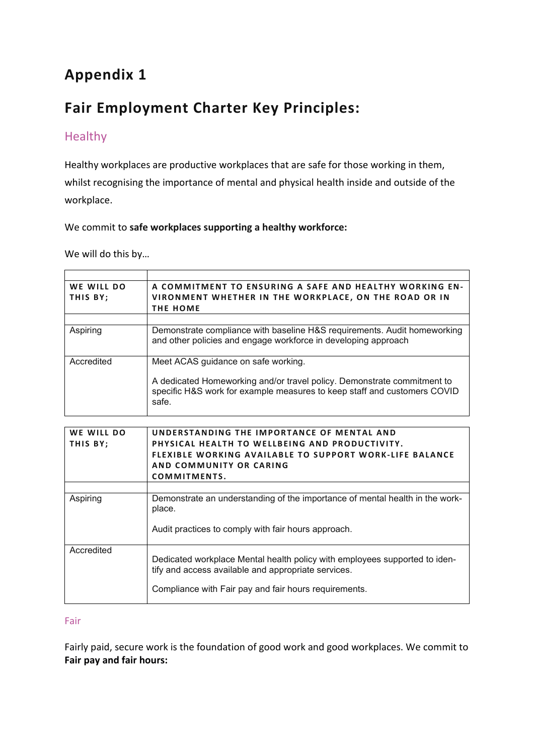# Appendix 1

# Fair Employment Charter Key Principles:

## Healthy

Healthy workplaces are productive workplaces that are safe for those working in them, whilst recognising the importance of mental and physical health inside and outside of the workplace.

We commit to **safe workplaces supporting a healthy workforce:**

We will do this by…

| WE WILL DO THIS BY; | A COMMITMENT TO ENSURING A SAFE AND HEALTHY WORKING ENVIRONMENT WHETHER IN THE WORKPLACE, ON THE ROAD OR IN THE HOME |
|---|---|
| | |
| Aspiring | Demonstrate compliance with baseline H&S requirements. Audit homeworking and other policies and engage workforce in developing approach |
| Accredited | Meet ACAS guidance on safe working.<br><br>A dedicated Homeworking and/or travel policy. Demonstrate commitment to specific H&S work for example measures to keep staff and customers COVID safe. |

| WE WILL DO THIS BY; | UNDERSTANDING THE IMPORTANCE OF MENTAL AND PHYSICAL HEALTH TO WELLBEING AND PRODUCTIVITY. FLEXIBLE WORKING AVAILABLE TO SUPPORT WORK-LIFE BALANCE AND COMMUNITY OR CARING COMMITMENTS. |
|---|---|
| | |
| Aspiring | Demonstrate an understanding of the importance of mental health in the workplace.<br><br>Audit practices to comply with fair hours approach. |
| Accredited | Dedicated workplace Mental health policy with employees supported to identify and access available and appropriate services.<br><br>Compliance with Fair pay and fair hours requirements. |

## Fair

Fairly paid, secure work is the foundation of good work and good workplaces. We commit to **Fair pay and fair hours:**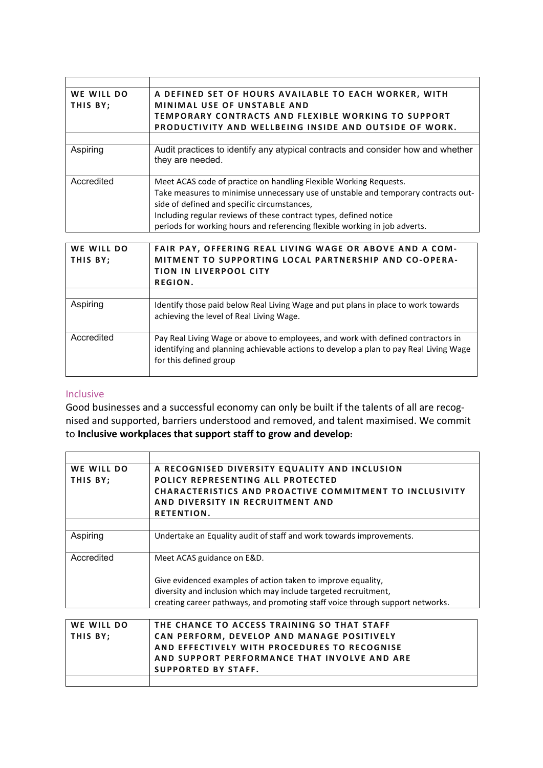| | |
|---|---|
| **WE WILL DO THIS BY;** | **A DEFINED SET OF HOURS AVAILABLE TO EACH WORKER, WITH MINIMAL USE OF UNSTABLE AND TEMPORARY CONTRACTS AND FLEXIBLE WORKING TO SUPPORT PRODUCTIVITY AND WELLBEING INSIDE AND OUTSIDE OF WORK.** |
| | |
| Aspiring | Audit practices to identify any atypical contracts and consider how and whether they are needed. |
| Accredited | Meet ACAS code of practice on handling Flexible Working Requests.<br>Take measures to minimise unnecessary use of unstable and temporary contracts outside of defined and specific circumstances,<br>Including regular reviews of these contract types, defined notice periods for working hours and referencing flexible working in job adverts. |

| | |
|---|---|
| **WE WILL DO THIS BY;** | **FAIR PAY, OFFERING REAL LIVING WAGE OR ABOVE AND A COMMITMENT TO SUPPORTING LOCAL PARTNERSHIP AND CO-OPERATION IN LIVERPOOL CITY REGION.** |
| | |
| Aspiring | Identify those paid below Real Living Wage and put plans in place to work towards achieving the level of Real Living Wage. |
| Accredited | Pay Real Living Wage or above to employees, and work with defined contractors in identifying and planning achievable actions to develop a plan to pay Real Living Wage for this defined group |

## Inclusive

Good businesses and a successful economy can only be built if the talents of all are recognised and supported, barriers understood and removed, and talent maximised. We commit to **Inclusive workplaces that support staff to grow and develop:**

| | |
|---|---|
| **WE WILL DO THIS BY;** | **A RECOGNISED DIVERSITY EQUALITY AND INCLUSION POLICY REPRESENTING ALL PROTECTED CHARACTERISTICS AND PROACTIVE COMMITMENT TO INCLUSIVITY AND DIVERSITY IN RECRUITMENT AND RETENTION.** |
| | |
| Aspiring | Undertake an Equality audit of staff and work towards improvements. |
| Accredited | Meet ACAS guidance on E&D.<br><br>Give evidenced examples of action taken to improve equality, diversity and inclusion which may include targeted recruitment, creating career pathways, and promoting staff voice through support networks. |

| | |
|---|---|
| **WE WILL DO THIS BY;** | **THE CHANCE TO ACCESS TRAINING SO THAT STAFF CAN PERFORM, DEVELOP AND MANAGE POSITIVELY AND EFFECTIVELY WITH PROCEDURES TO RECOGNISE AND SUPPORT PERFORMANCE THAT INVOLVE AND ARE SUPPORTED BY STAFF.** |
| | |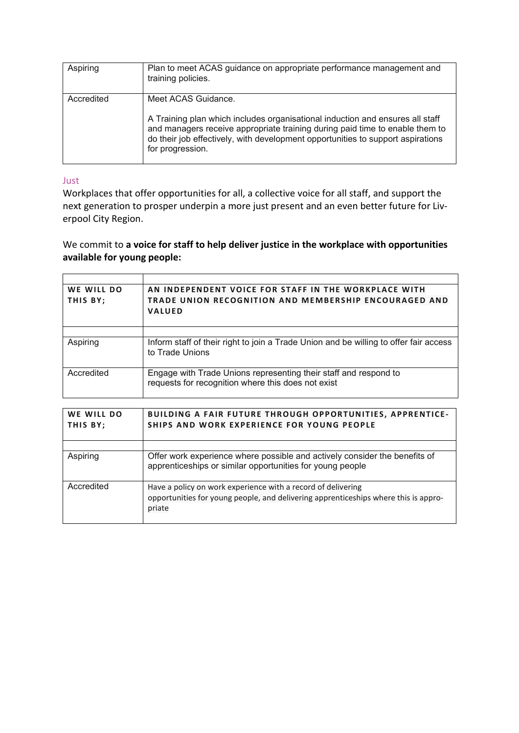| Aspiring | Plan to meet ACAS guidance on appropriate performance management and training policies. |
|---|---|
| Accredited | Meet ACAS Guidance.<br><br>A Training plan which includes organisational induction and ensures all staff and managers receive appropriate training during paid time to enable them to do their job effectively, with development opportunities to support aspirations for progression. |

### Just

Workplaces that offer opportunities for all, a collective voice for all staff, and support the next generation to prosper underpin a more just present and an even better future for Liverpool City Region.

We commit to **a voice for staff to help deliver justice in the workplace with opportunities available for young people:**

| | |
|---|---|
| **WE WILL DO THIS BY;** | **AN INDEPENDENT VOICE FOR STAFF IN THE WORKPLACE WITH TRADE UNION RECOGNITION AND MEMBERSHIP ENCOURAGED AND VALUED** |
| | |
| Aspiring | Inform staff of their right to join a Trade Union and be willing to offer fair access to Trade Unions |
| Accredited | Engage with Trade Unions representing their staff and respond to requests for recognition where this does not exist |

| **WE WILL DO THIS BY;** | **BUILDING A FAIR FUTURE THROUGH OPPORTUNITIES, APPRENTICESHIPS AND WORK EXPERIENCE FOR YOUNG PEOPLE** |
|---|---|
| | |
| Aspiring | Offer work experience where possible and actively consider the benefits of apprenticeships or similar opportunities for young people |
| Accredited | Have a policy on work experience with a record of delivering opportunities for young people, and delivering apprenticeships where this is appropriate |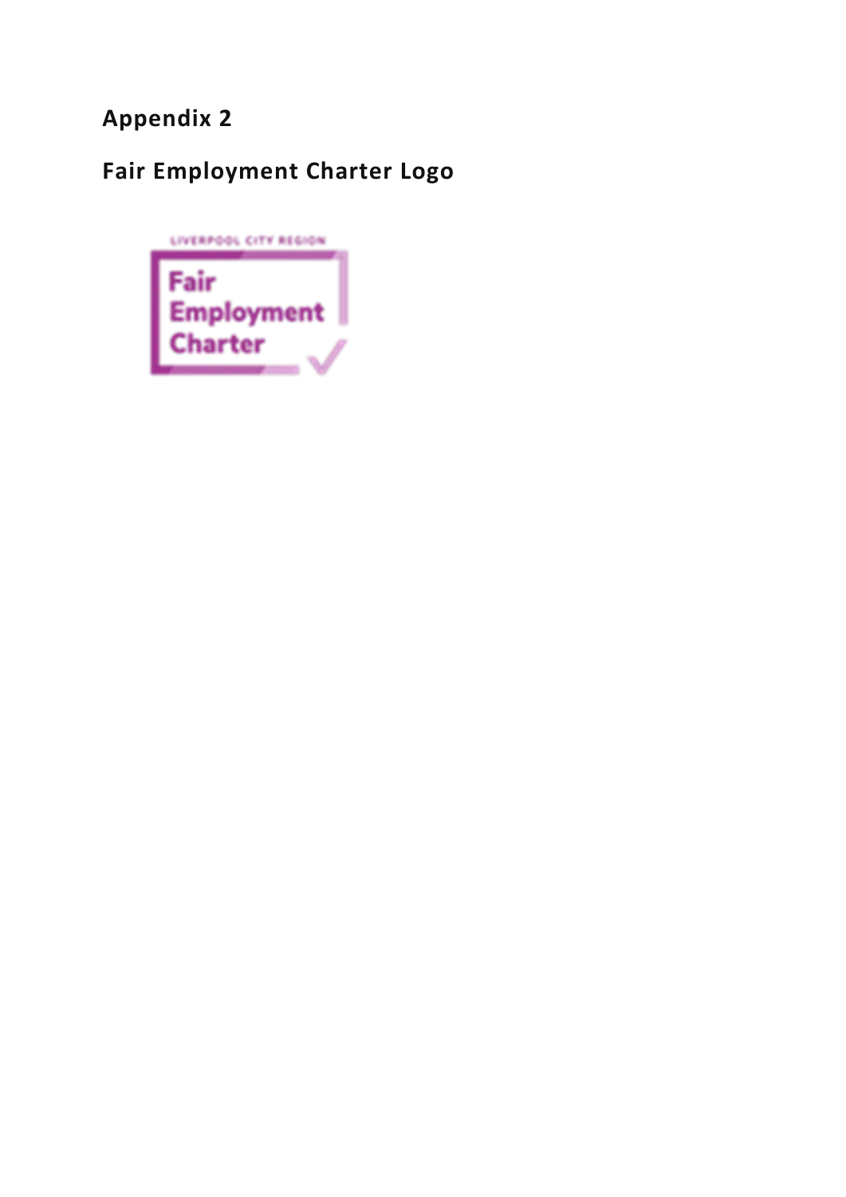**Appendix 2**

**Fair Employment Charter Logo**